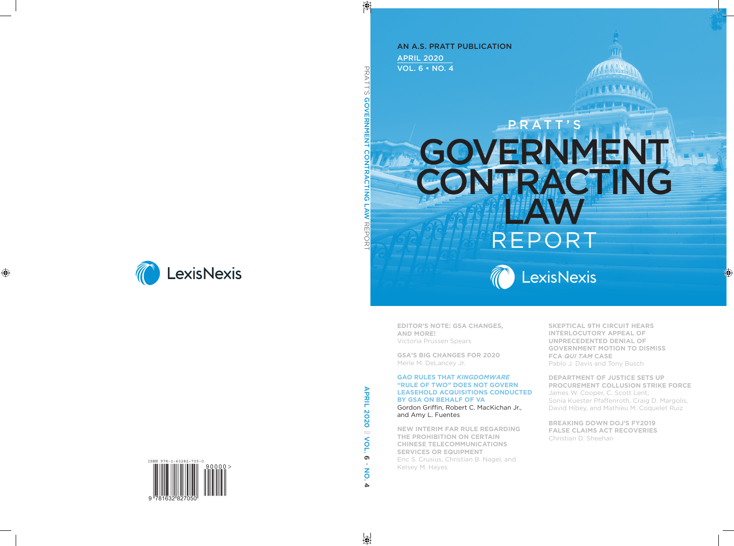AN A.S. PRATT PUBLICATION

APRIL 2020

VOL. 6 • NO. 4

# PRATT'S GOVERNMENT CONTRACTING LAW REPORT

LexisNexis

**EDITOR'S NOTE: GSA CHANGES, AND MORE!**
Victoria Prussen Spears

**GSA'S BIG CHANGES FOR 2020**
Merle M. DeLancey Jr.

**GAO RULES THAT *KINGDOMWARE* "RULE OF TWO" DOES NOT GOVERN LEASEHOLD ACQUISITIONS CONDUCTED BY GSA ON BEHALF OF VA**
Gordon Griffin, Robert C. MacKichan Jr., and Amy L. Fuentes

**NEW INTERIM FAR RULE REGARDING THE PROHIBITION ON CERTAIN CHINESE TELECOMMUNICATIONS SERVICES OR EQUIPMENT**
Eric S. Crusius, Christian B. Nagel, and Kelsey M. Hayes

**SKEPTICAL 9TH CIRCUIT HEARS INTERLOCUTORY APPEAL OF UNPRECEDENTED DENIAL OF GOVERNMENT MOTION TO DISMISS FCA *QUI TAM* CASE**
Pablo J. Davis and Tony Busch

**DEPARTMENT OF JUSTICE SETS UP PROCUREMENT COLLUSION STRIKE FORCE**
James W. Cooper, C. Scott Lent, Sonia Kuester Pfaffenroth, Craig D. Margolis, David Hibey, and Mathieu M. Coquelet Ruiz

**BREAKING DOWN DOJ'S FY2019 FALSE CLAIMS ACT RECOVERIES**
Christian D. Sheehan

ISBN 978-1-63282-705-0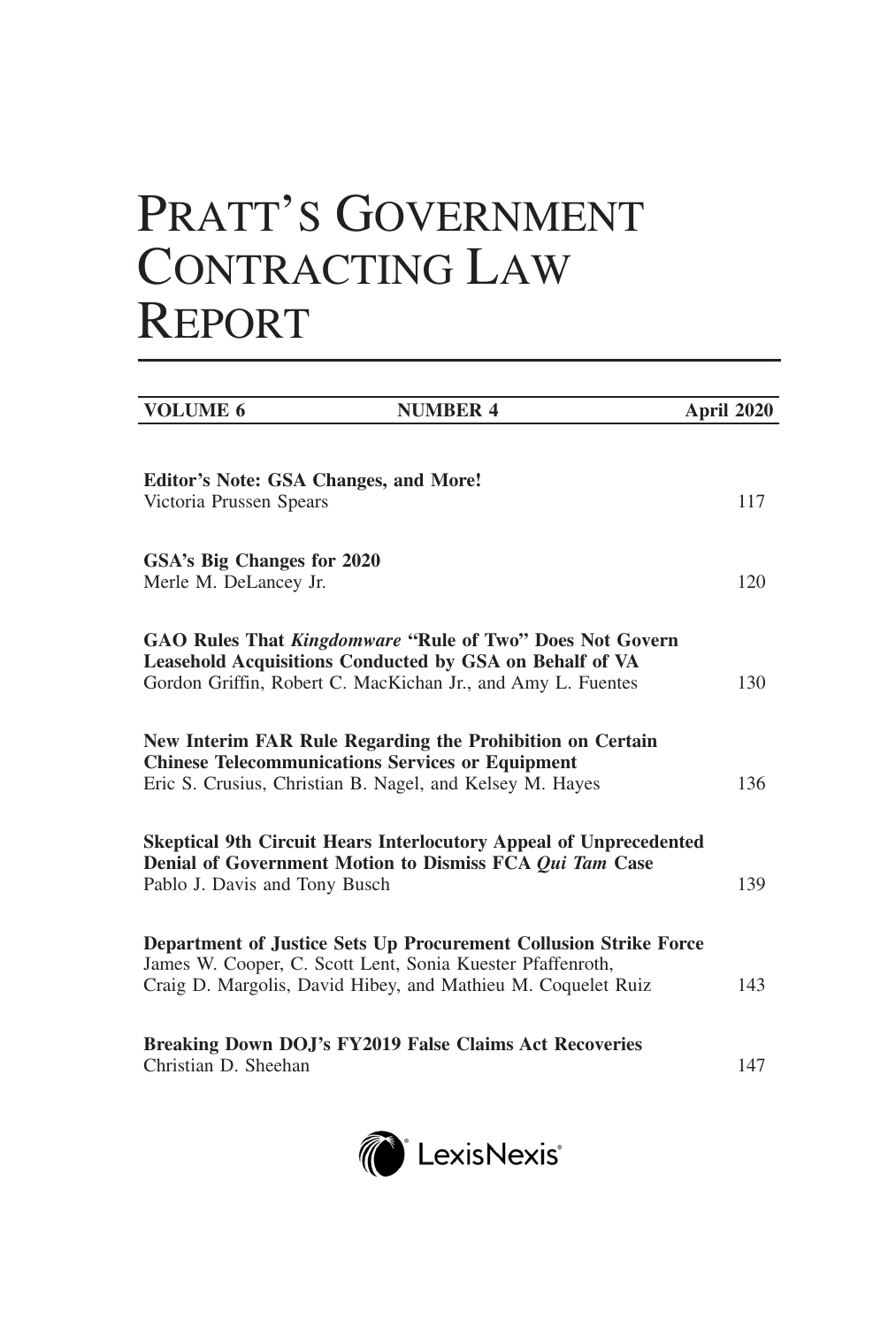# PRATT'S GOVERNMENT CONTRACTING LAW REPORT

| VOLUME 6 | NUMBER 4 | April 2020 |
|---|---|---|

**Editor's Note: GSA Changes, and More!**
Victoria Prussen Spears — 117

**GSA's Big Changes for 2020**
Merle M. DeLancey Jr. — 120

**GAO Rules That *Kingdomware* "Rule of Two" Does Not Govern Leasehold Acquisitions Conducted by GSA on Behalf of VA**
Gordon Griffin, Robert C. MacKichan Jr., and Amy L. Fuentes — 130

**New Interim FAR Rule Regarding the Prohibition on Certain Chinese Telecommunications Services or Equipment**
Eric S. Crusius, Christian B. Nagel, and Kelsey M. Hayes — 136

**Skeptical 9th Circuit Hears Interlocutory Appeal of Unprecedented Denial of Government Motion to Dismiss FCA *Qui Tam* Case**
Pablo J. Davis and Tony Busch — 139

**Department of Justice Sets Up Procurement Collusion Strike Force**
James W. Cooper, C. Scott Lent, Sonia Kuester Pfaffenroth, Craig D. Margolis, David Hibey, and Mathieu M. Coquelet Ruiz — 143

**Breaking Down DOJ's FY2019 False Claims Act Recoveries**
Christian D. Sheehan — 147

LexisNexis®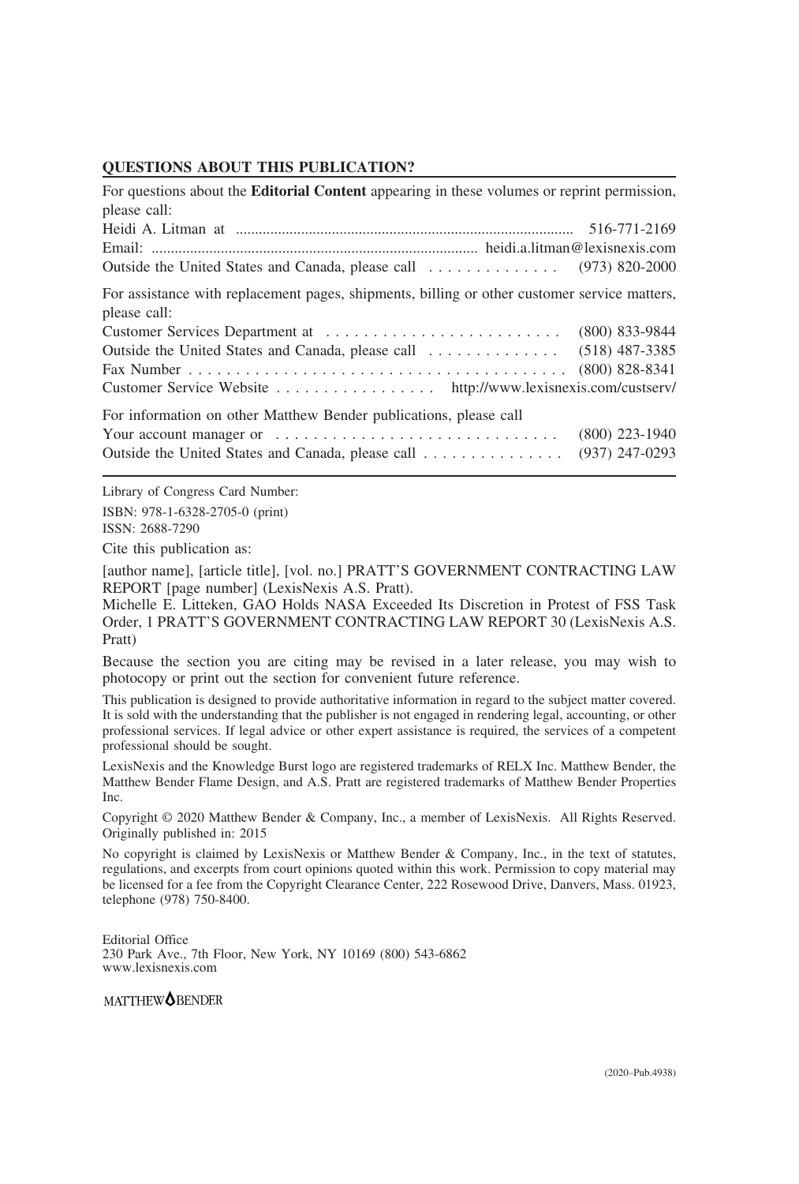## QUESTIONS ABOUT THIS PUBLICATION?

For questions about the **Editorial Content** appearing in these volumes or reprint permission, please call:

Heidi A. Litman at .......................................................................................... 516-771-2169
Email: .................................................................................... heidi.a.litman@lexisnexis.com
Outside the United States and Canada, please call . . . . . . . . . . . . . . (973) 820-2000

For assistance with replacement pages, shipments, billing or other customer service matters, please call:

Customer Services Department at . . . . . . . . . . . . . . . . . . . . . . . . . . (800) 833-9844
Outside the United States and Canada, please call . . . . . . . . . . . . . . (518) 487-3385
Fax Number . . . . . . . . . . . . . . . . . . . . . . . . . . . . . . . . . . . . . . . . (800) 828-8341
Customer Service Website . . . . . . . . . . . . . . . . . http://www.lexisnexis.com/custserv/

For information on other Matthew Bender publications, please call

Your account manager or . . . . . . . . . . . . . . . . . . . . . . . . . . . . . . . (800) 223-1940
Outside the United States and Canada, please call . . . . . . . . . . . . . . . (937) 247-0293

---

Library of Congress Card Number:

ISBN: 978-1-6328-2705-0 (print)
ISSN: 2688-7290

Cite this publication as:

[author name], [article title], [vol. no.] PRATT'S GOVERNMENT CONTRACTING LAW REPORT [page number] (LexisNexis A.S. Pratt).

Michelle E. Litteken, GAO Holds NASA Exceeded Its Discretion in Protest of FSS Task Order, 1 PRATT'S GOVERNMENT CONTRACTING LAW REPORT 30 (LexisNexis A.S. Pratt)

Because the section you are citing may be revised in a later release, you may wish to photocopy or print out the section for convenient future reference.

This publication is designed to provide authoritative information in regard to the subject matter covered. It is sold with the understanding that the publisher is not engaged in rendering legal, accounting, or other professional services. If legal advice or other expert assistance is required, the services of a competent professional should be sought.

LexisNexis and the Knowledge Burst logo are registered trademarks of RELX Inc. Matthew Bender, the Matthew Bender Flame Design, and A.S. Pratt are registered trademarks of Matthew Bender Properties Inc.

Copyright © 2020 Matthew Bender & Company, Inc., a member of LexisNexis. All Rights Reserved. Originally published in: 2015

No copyright is claimed by LexisNexis or Matthew Bender & Company, Inc., in the text of statutes, regulations, and excerpts from court opinions quoted within this work. Permission to copy material may be licensed for a fee from the Copyright Clearance Center, 222 Rosewood Drive, Danvers, Mass. 01923, telephone (978) 750-8400.

Editorial Office
230 Park Ave., 7th Floor, New York, NY 10169 (800) 543-6862
www.lexisnexis.com

MATTHEW BENDER

(2020–Pub.4938)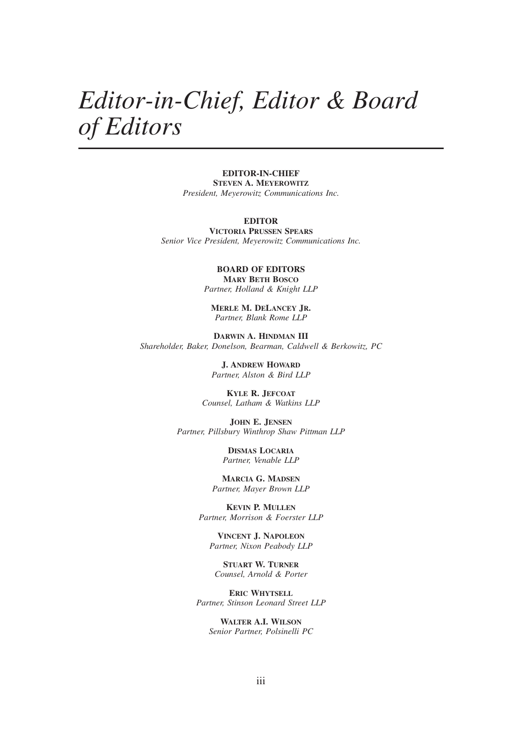# *Editor-in-Chief, Editor & Board of Editors*

**EDITOR-IN-CHIEF**
**STEVEN A. MEYEROWITZ**
*President, Meyerowitz Communications Inc.*

**EDITOR**
**VICTORIA PRUSSEN SPEARS**
*Senior Vice President, Meyerowitz Communications Inc.*

**BOARD OF EDITORS**

**MARY BETH BOSCO**
*Partner, Holland & Knight LLP*

**MERLE M. DELANCEY JR.**
*Partner, Blank Rome LLP*

**DARWIN A. HINDMAN III**
*Shareholder, Baker, Donelson, Bearman, Caldwell & Berkowitz, PC*

**J. ANDREW HOWARD**
*Partner, Alston & Bird LLP*

**KYLE R. JEFCOAT**
*Counsel, Latham & Watkins LLP*

**JOHN E. JENSEN**
*Partner, Pillsbury Winthrop Shaw Pittman LLP*

**DISMAS LOCARIA**
*Partner, Venable LLP*

**MARCIA G. MADSEN**
*Partner, Mayer Brown LLP*

**KEVIN P. MULLEN**
*Partner, Morrison & Foerster LLP*

**VINCENT J. NAPOLEON**
*Partner, Nixon Peabody LLP*

**STUART W. TURNER**
*Counsel, Arnold & Porter*

**ERIC WHYTSELL**
*Partner, Stinson Leonard Street LLP*

**WALTER A.I. WILSON**
*Senior Partner, Polsinelli PC*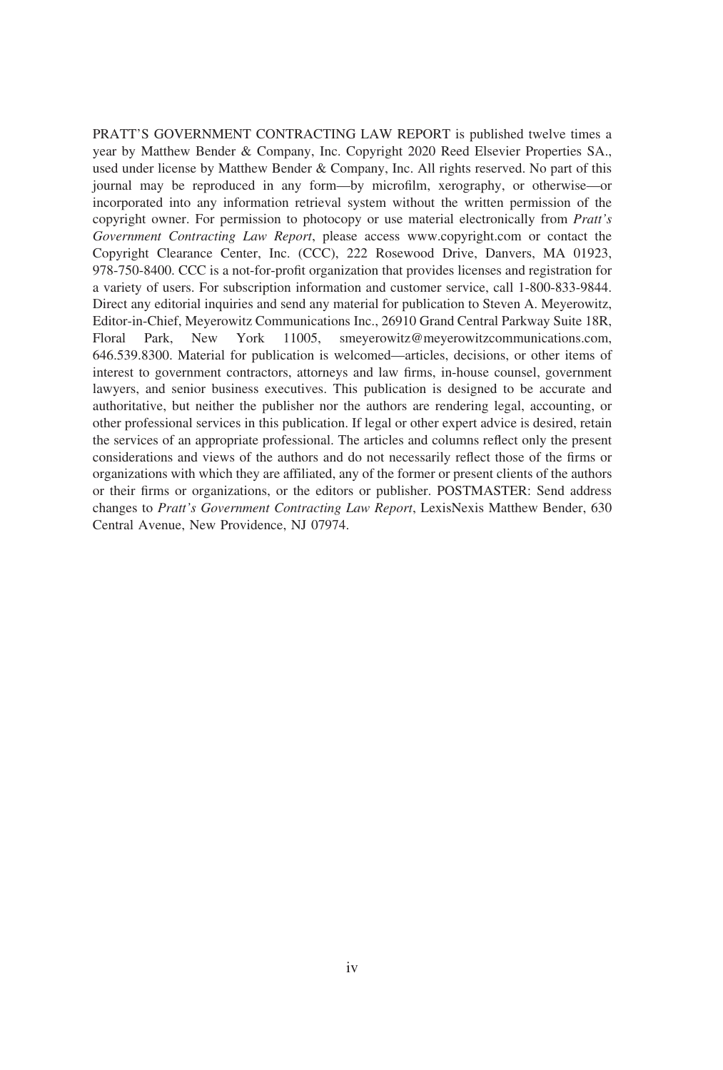PRATT'S GOVERNMENT CONTRACTING LAW REPORT is published twelve times a year by Matthew Bender & Company, Inc. Copyright 2020 Reed Elsevier Properties SA., used under license by Matthew Bender & Company, Inc. All rights reserved. No part of this journal may be reproduced in any form—by microfilm, xerography, or otherwise—or incorporated into any information retrieval system without the written permission of the copyright owner. For permission to photocopy or use material electronically from *Pratt's Government Contracting Law Report*, please access www.copyright.com or contact the Copyright Clearance Center, Inc. (CCC), 222 Rosewood Drive, Danvers, MA 01923, 978-750-8400. CCC is a not-for-profit organization that provides licenses and registration for a variety of users. For subscription information and customer service, call 1-800-833-9844. Direct any editorial inquiries and send any material for publication to Steven A. Meyerowitz, Editor-in-Chief, Meyerowitz Communications Inc., 26910 Grand Central Parkway Suite 18R, Floral Park, New York 11005, smeyerowitz@meyerowitzcommunications.com, 646.539.8300. Material for publication is welcomed—articles, decisions, or other items of interest to government contractors, attorneys and law firms, in-house counsel, government lawyers, and senior business executives. This publication is designed to be accurate and authoritative, but neither the publisher nor the authors are rendering legal, accounting, or other professional services in this publication. If legal or other expert advice is desired, retain the services of an appropriate professional. The articles and columns reflect only the present considerations and views of the authors and do not necessarily reflect those of the firms or organizations with which they are affiliated, any of the former or present clients of the authors or their firms or organizations, or the editors or publisher. POSTMASTER: Send address changes to *Pratt's Government Contracting Law Report*, LexisNexis Matthew Bender, 630 Central Avenue, New Providence, NJ 07974.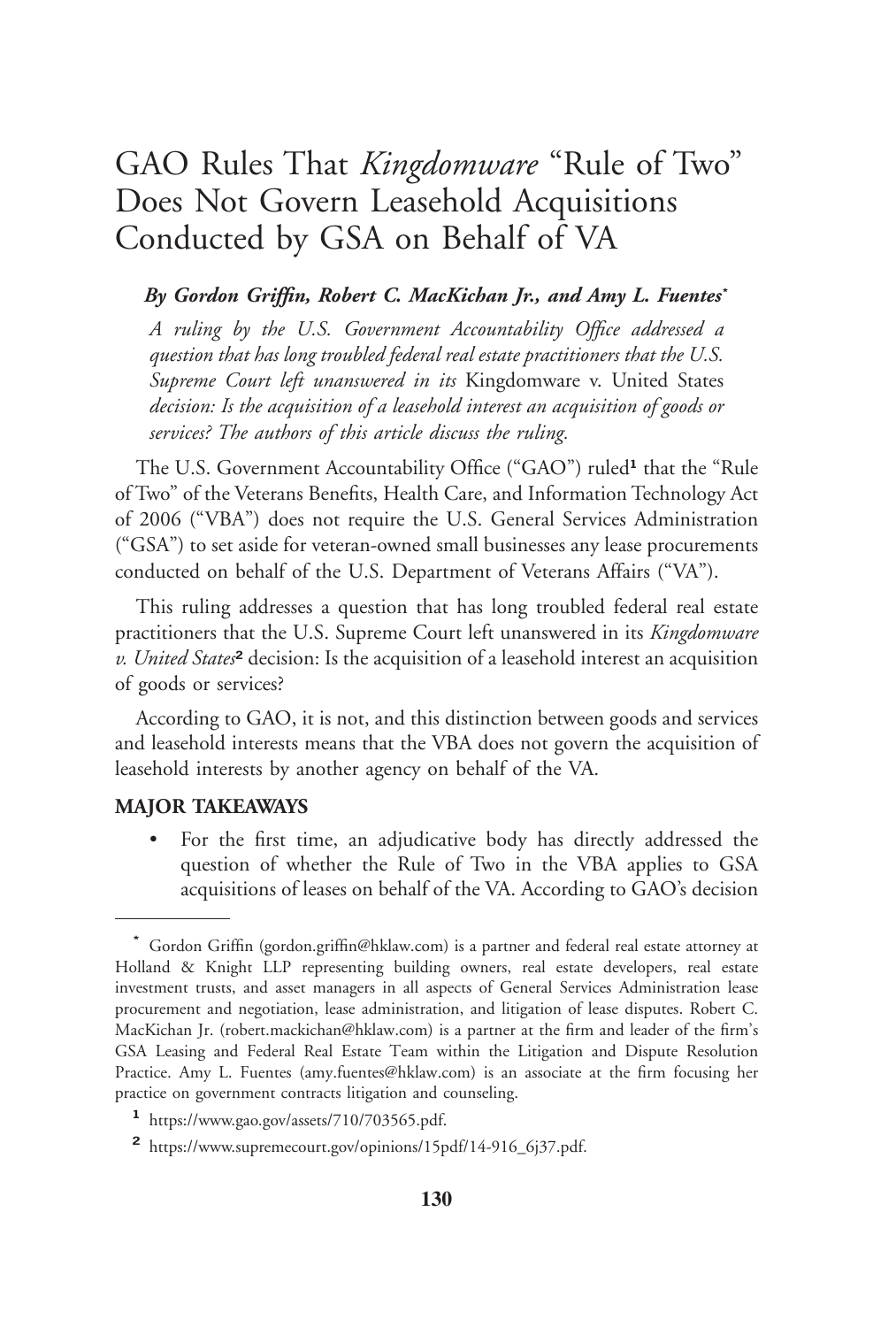# GAO Rules That *Kingdomware* "Rule of Two" Does Not Govern Leasehold Acquisitions Conducted by GSA on Behalf of VA

***By Gordon Griffin, Robert C. MacKichan Jr., and Amy L. Fuentes****

*A ruling by the U.S. Government Accountability Office addressed a question that has long troubled federal real estate practitioners that the U.S. Supreme Court left unanswered in its* Kingdomware v. United States *decision: Is the acquisition of a leasehold interest an acquisition of goods or services? The authors of this article discuss the ruling.*

The U.S. Government Accountability Office ("GAO") ruled[1] that the "Rule of Two" of the Veterans Benefits, Health Care, and Information Technology Act of 2006 ("VBA") does not require the U.S. General Services Administration ("GSA") to set aside for veteran-owned small businesses any lease procurements conducted on behalf of the U.S. Department of Veterans Affairs ("VA").

This ruling addresses a question that has long troubled federal real estate practitioners that the U.S. Supreme Court left unanswered in its *Kingdomware v. United States*[2] decision: Is the acquisition of a leasehold interest an acquisition of goods or services?

According to GAO, it is not, and this distinction between goods and services and leasehold interests means that the VBA does not govern the acquisition of leasehold interests by another agency on behalf of the VA.

**MAJOR TAKEAWAYS**

- For the first time, an adjudicative body has directly addressed the question of whether the Rule of Two in the VBA applies to GSA acquisitions of leases on behalf of the VA. According to GAO's decision

---

\* Gordon Griffin (gordon.griffin@hklaw.com) is a partner and federal real estate attorney at Holland & Knight LLP representing building owners, real estate developers, real estate investment trusts, and asset managers in all aspects of General Services Administration lease procurement and negotiation, lease administration, and litigation of lease disputes. Robert C. MacKichan Jr. (robert.mackichan@hklaw.com) is a partner at the firm and leader of the firm's GSA Leasing and Federal Real Estate Team within the Litigation and Dispute Resolution Practice. Amy L. Fuentes (amy.fuentes@hklaw.com) is an associate at the firm focusing her practice on government contracts litigation and counseling.

[1] https://www.gao.gov/assets/710/703565.pdf.

[2] https://www.supremecourt.gov/opinions/15pdf/14-916_6j37.pdf.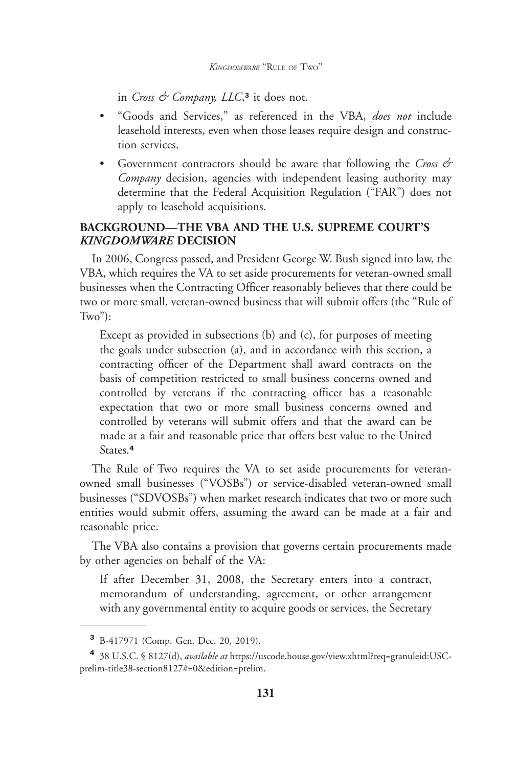in *Cross & Company, LLC*,[3] it does not.

- "Goods and Services," as referenced in the VBA, *does not* include leasehold interests, even when those leases require design and construction services.
- Government contractors should be aware that following the *Cross & Company* decision, agencies with independent leasing authority may determine that the Federal Acquisition Regulation ("FAR") does not apply to leasehold acquisitions.

## BACKGROUND—THE VBA AND THE U.S. SUPREME COURT'S *KINGDOMWARE* DECISION

In 2006, Congress passed, and President George W. Bush signed into law, the VBA, which requires the VA to set aside procurements for veteran-owned small businesses when the Contracting Officer reasonably believes that there could be two or more small, veteran-owned business that will submit offers (the "Rule of Two"):

> Except as provided in subsections (b) and (c), for purposes of meeting the goals under subsection (a), and in accordance with this section, a contracting officer of the Department shall award contracts on the basis of competition restricted to small business concerns owned and controlled by veterans if the contracting officer has a reasonable expectation that two or more small business concerns owned and controlled by veterans will submit offers and that the award can be made at a fair and reasonable price that offers best value to the United States.[4]

The Rule of Two requires the VA to set aside procurements for veteran-owned small businesses ("VOSBs") or service-disabled veteran-owned small businesses ("SDVOSBs") when market research indicates that two or more such entities would submit offers, assuming the award can be made at a fair and reasonable price.

The VBA also contains a provision that governs certain procurements made by other agencies on behalf of the VA:

> If after December 31, 2008, the Secretary enters into a contract, memorandum of understanding, agreement, or other arrangement with any governmental entity to acquire goods or services, the Secretary

---

[3] B-417971 (Comp. Gen. Dec. 20, 2019).

[4] 38 U.S.C. § 8127(d), *available at* https://uscode.house.gov/view.xhtml?req=granuleid:USC-prelim-title38-section8127#=0&edition=prelim.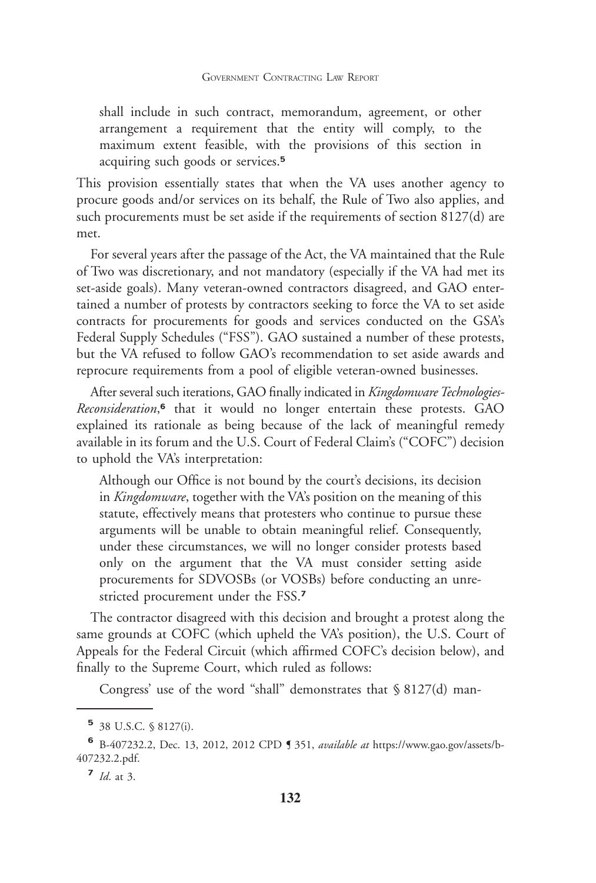> shall include in such contract, memorandum, agreement, or other arrangement a requirement that the entity will comply, to the maximum extent feasible, with the provisions of this section in acquiring such goods or services.[5]

This provision essentially states that when the VA uses another agency to procure goods and/or services on its behalf, the Rule of Two also applies, and such procurements must be set aside if the requirements of section 8127(d) are met.

For several years after the passage of the Act, the VA maintained that the Rule of Two was discretionary, and not mandatory (especially if the VA had met its set-aside goals). Many veteran-owned contractors disagreed, and GAO entertained a number of protests by contractors seeking to force the VA to set aside contracts for procurements for goods and services conducted on the GSA's Federal Supply Schedules ("FSS"). GAO sustained a number of these protests, but the VA refused to follow GAO's recommendation to set aside awards and reprocure requirements from a pool of eligible veteran-owned businesses.

After several such iterations, GAO finally indicated in *Kingdomware Technologies-Reconsideration*,[6] that it would no longer entertain these protests. GAO explained its rationale as being because of the lack of meaningful remedy available in its forum and the U.S. Court of Federal Claim's ("COFC") decision to uphold the VA's interpretation:

> Although our Office is not bound by the court's decisions, its decision in *Kingdomware*, together with the VA's position on the meaning of this statute, effectively means that protesters who continue to pursue these arguments will be unable to obtain meaningful relief. Consequently, under these circumstances, we will no longer consider protests based only on the argument that the VA must consider setting aside procurements for SDVOSBs (or VOSBs) before conducting an unrestricted procurement under the FSS.[7]

The contractor disagreed with this decision and brought a protest along the same grounds at COFC (which upheld the VA's position), the U.S. Court of Appeals for the Federal Circuit (which affirmed COFC's decision below), and finally to the Supreme Court, which ruled as follows:

> Congress' use of the word "shall" demonstrates that § 8127(d) man-

---

[5] 38 U.S.C. § 8127(i).

[6] B-407232.2, Dec. 13, 2012, 2012 CPD ¶ 351, *available at* https://www.gao.gov/assets/b-407232.2.pdf.

[7] *Id*. at 3.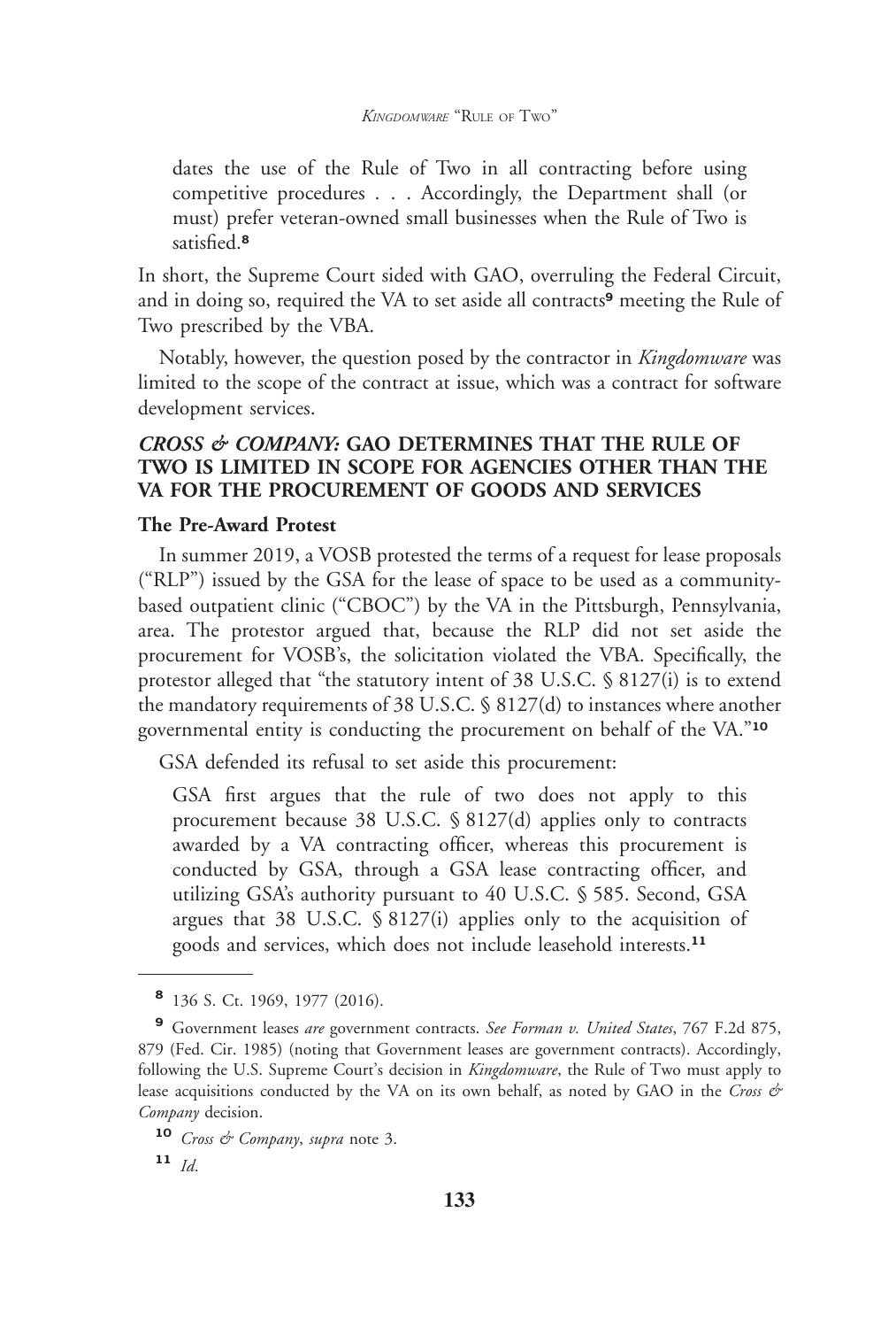> dates the use of the Rule of Two in all contracting before using competitive procedures . . . Accordingly, the Department shall (or must) prefer veteran-owned small businesses when the Rule of Two is satisfied.[8]

In short, the Supreme Court sided with GAO, overruling the Federal Circuit, and in doing so, required the VA to set aside all contracts[9] meeting the Rule of Two prescribed by the VBA.

Notably, however, the question posed by the contractor in *Kingdomware* was limited to the scope of the contract at issue, which was a contract for software development services.

## *CROSS & COMPANY:* GAO DETERMINES THAT THE RULE OF TWO IS LIMITED IN SCOPE FOR AGENCIES OTHER THAN THE VA FOR THE PROCUREMENT OF GOODS AND SERVICES

### The Pre-Award Protest

In summer 2019, a VOSB protested the terms of a request for lease proposals ("RLP") issued by the GSA for the lease of space to be used as a community-based outpatient clinic ("CBOC") by the VA in the Pittsburgh, Pennsylvania, area. The protestor argued that, because the RLP did not set aside the procurement for VOSB's, the solicitation violated the VBA. Specifically, the protestor alleged that "the statutory intent of 38 U.S.C. § 8127(i) is to extend the mandatory requirements of 38 U.S.C. § 8127(d) to instances where another governmental entity is conducting the procurement on behalf of the VA."[10]

GSA defended its refusal to set aside this procurement:

> GSA first argues that the rule of two does not apply to this procurement because 38 U.S.C. § 8127(d) applies only to contracts awarded by a VA contracting officer, whereas this procurement is conducted by GSA, through a GSA lease contracting officer, and utilizing GSA's authority pursuant to 40 U.S.C. § 585. Second, GSA argues that 38 U.S.C. § 8127(i) applies only to the acquisition of goods and services, which does not include leasehold interests.[11]

---

[8] 136 S. Ct. 1969, 1977 (2016).

[9] Government leases *are* government contracts. *See Forman v. United States*, 767 F.2d 875, 879 (Fed. Cir. 1985) (noting that Government leases are government contracts). Accordingly, following the U.S. Supreme Court's decision in *Kingdomware*, the Rule of Two must apply to lease acquisitions conducted by the VA on its own behalf, as noted by GAO in the *Cross & Company* decision.

[10] *Cross & Company*, *supra* note 3.

[11] *Id*.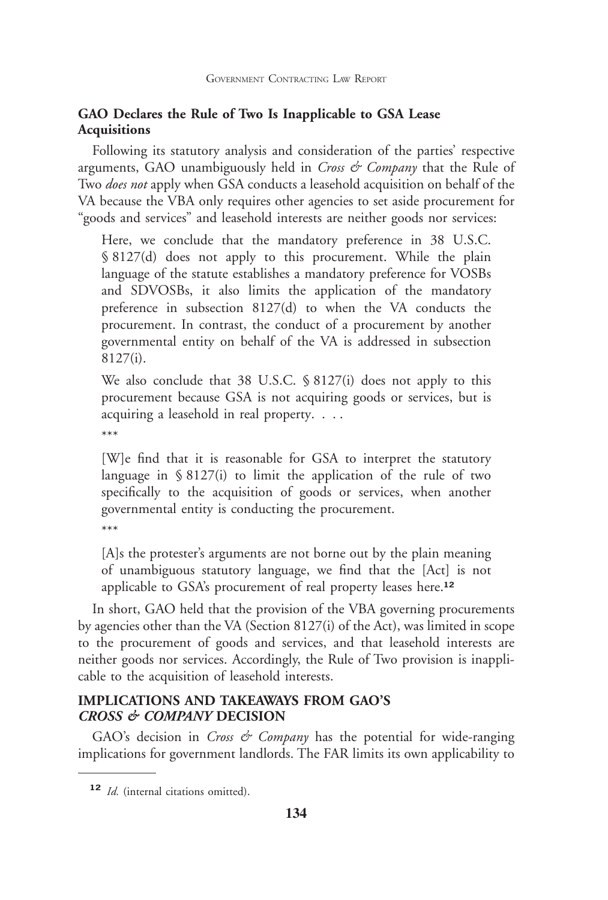**GAO Declares the Rule of Two Is Inapplicable to GSA Lease Acquisitions**

Following its statutory analysis and consideration of the parties' respective arguments, GAO unambiguously held in *Cross & Company* that the Rule of Two *does not* apply when GSA conducts a leasehold acquisition on behalf of the VA because the VBA only requires other agencies to set aside procurement for "goods and services" and leasehold interests are neither goods nor services:

> Here, we conclude that the mandatory preference in 38 U.S.C. § 8127(d) does not apply to this procurement. While the plain language of the statute establishes a mandatory preference for VOSBs and SDVOSBs, it also limits the application of the mandatory preference in subsection 8127(d) to when the VA conducts the procurement. In contrast, the conduct of a procurement by another governmental entity on behalf of the VA is addressed in subsection 8127(i).
>
> We also conclude that 38 U.S.C. § 8127(i) does not apply to this procurement because GSA is not acquiring goods or services, but is acquiring a leasehold in real property. . . .
>
> \*\*\*
>
> [W]e find that it is reasonable for GSA to interpret the statutory language in § 8127(i) to limit the application of the rule of two specifically to the acquisition of goods or services, when another governmental entity is conducting the procurement.
>
> \*\*\*
>
> [A]s the protester's arguments are not borne out by the plain meaning of unambiguous statutory language, we find that the [Act] is not applicable to GSA's procurement of real property leases here.[12]

In short, GAO held that the provision of the VBA governing procurements by agencies other than the VA (Section 8127(i) of the Act), was limited in scope to the procurement of goods and services, and that leasehold interests are neither goods nor services. Accordingly, the Rule of Two provision is inapplicable to the acquisition of leasehold interests.

## IMPLICATIONS AND TAKEAWAYS FROM GAO'S *CROSS & COMPANY* DECISION

GAO's decision in *Cross & Company* has the potential for wide-ranging implications for government landlords. The FAR limits its own applicability to

---

[12] *Id.* (internal citations omitted).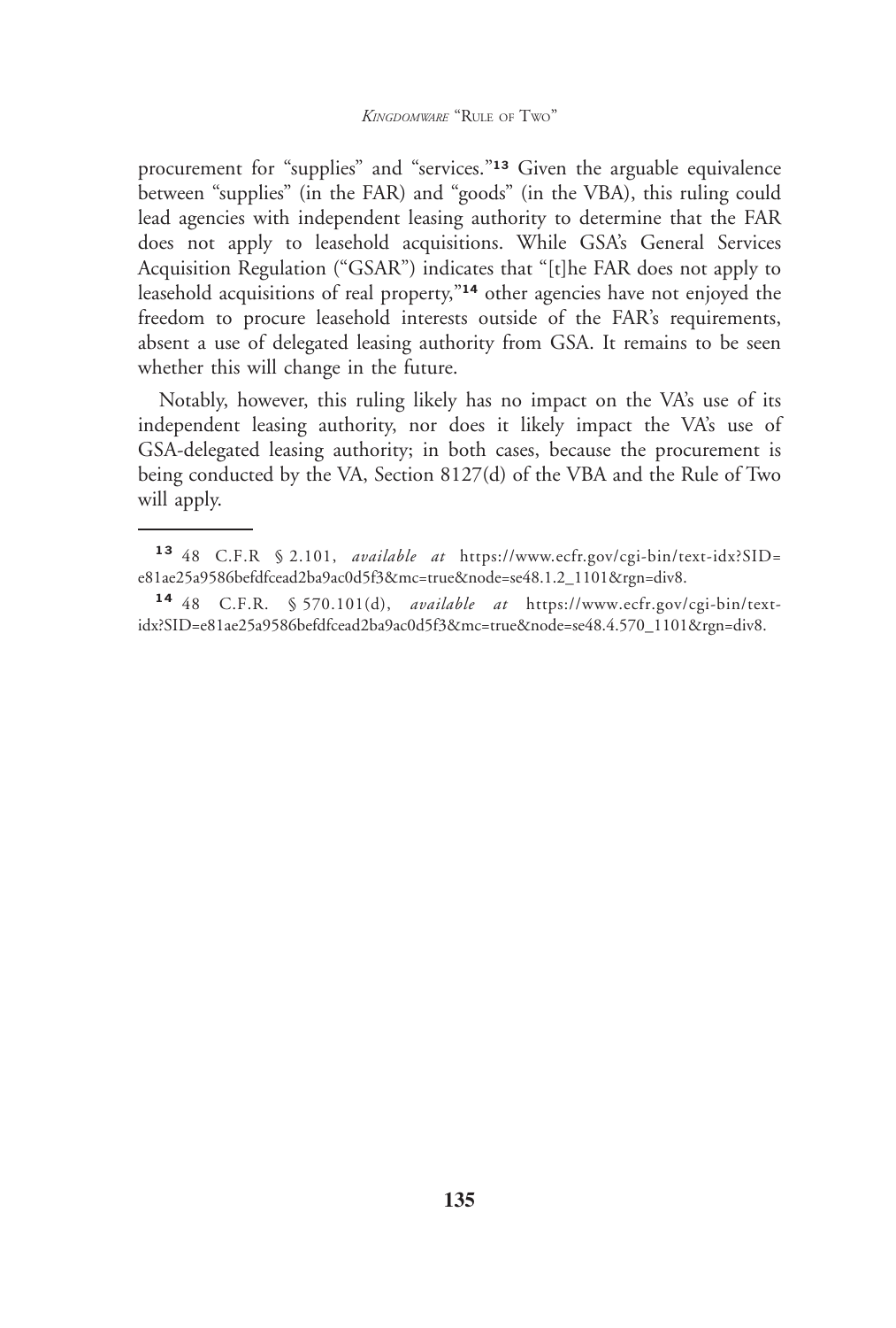procurement for "supplies" and "services."[13] Given the arguable equivalence between "supplies" (in the FAR) and "goods" (in the VBA), this ruling could lead agencies with independent leasing authority to determine that the FAR does not apply to leasehold acquisitions. While GSA's General Services Acquisition Regulation ("GSAR") indicates that "[t]he FAR does not apply to leasehold acquisitions of real property,"[14] other agencies have not enjoyed the freedom to procure leasehold interests outside of the FAR's requirements, absent a use of delegated leasing authority from GSA. It remains to be seen whether this will change in the future.

Notably, however, this ruling likely has no impact on the VA's use of its independent leasing authority, nor does it likely impact the VA's use of GSA-delegated leasing authority; in both cases, because the procurement is being conducted by the VA, Section 8127(d) of the VBA and the Rule of Two will apply.

---

[13] 48 C.F.R § 2.101, *available at* https://www.ecfr.gov/cgi-bin/text-idx?SID=e81ae25a9586befdfcead2ba9ac0d5f3&mc=true&node=se48.1.2_1101&rgn=div8.

[14] 48 C.F.R. § 570.101(d), *available at* https://www.ecfr.gov/cgi-bin/text-idx?SID=e81ae25a9586befdfcead2ba9ac0d5f3&mc=true&node=se48.4.570_1101&rgn=div8.